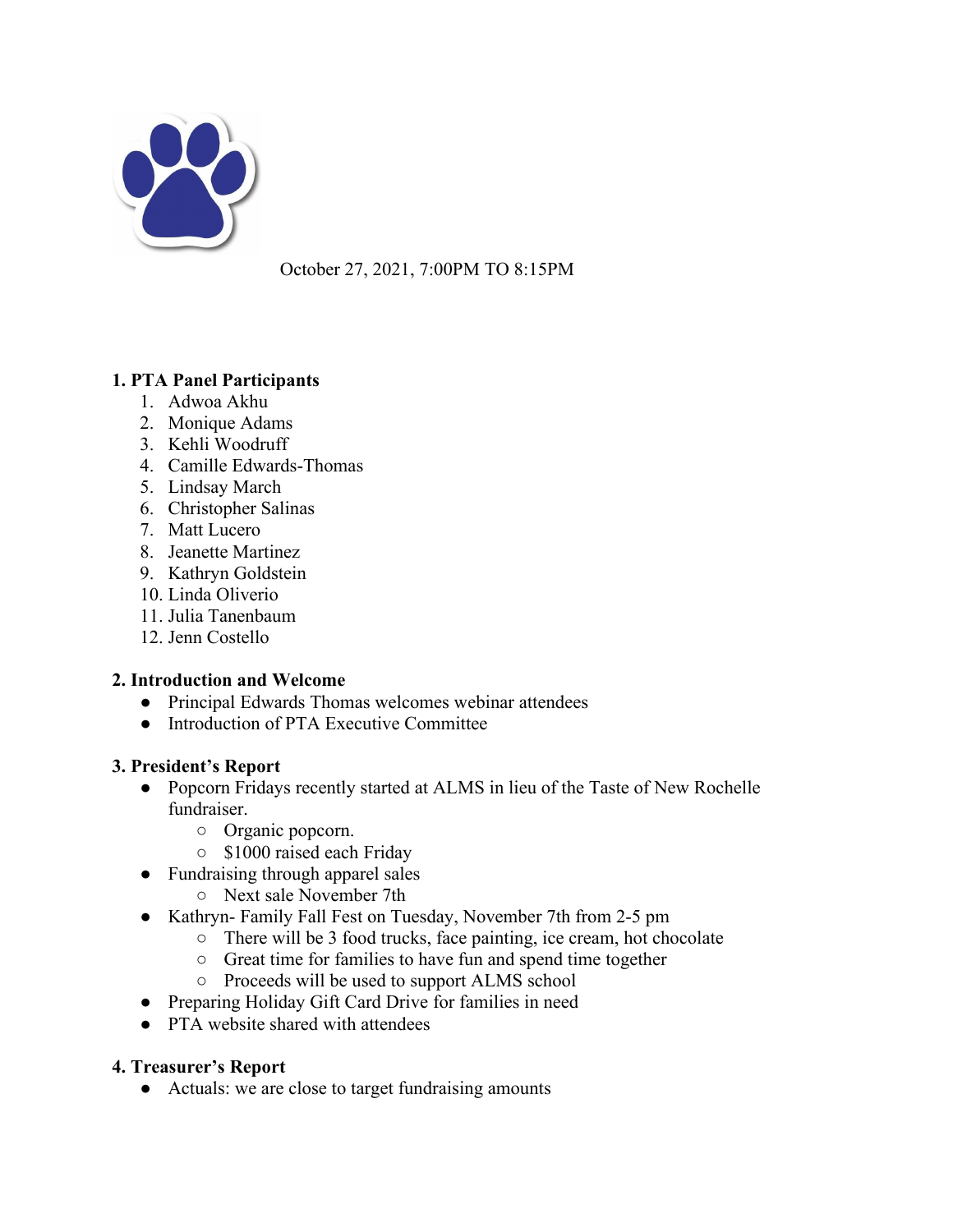October 27, 2021, 7:00PM TO 8:15PM

**1. PTA Panel Participants**

1. Adwoa Akhu
2. Monique Adams
3. Kehli Woodruff
4. Camille Edwards-Thomas
5. Lindsay March
6. Christopher Salinas
7. Matt Lucero
8. Jeanette Martinez
9. Kathryn Goldstein
10. Linda Oliverio
11. Julia Tanenbaum
12. Jenn Costello

**2. Introduction and Welcome**

- Principal Edwards Thomas welcomes webinar attendees
- Introduction of PTA Executive Committee

**3. President's Report**

- Popcorn Fridays recently started at ALMS in lieu of the Taste of New Rochelle fundraiser.
    - Organic popcorn.
    - $1000 raised each Friday
- Fundraising through apparel sales
    - Next sale November 7th
- Kathryn- Family Fall Fest on Tuesday, November 7th from 2-5 pm
    - There will be 3 food trucks, face painting, ice cream, hot chocolate
    - Great time for families to have fun and spend time together
    - Proceeds will be used to support ALMS school
- Preparing Holiday Gift Card Drive for families in need
- PTA website shared with attendees

**4. Treasurer's Report**

- Actuals: we are close to target fundraising amounts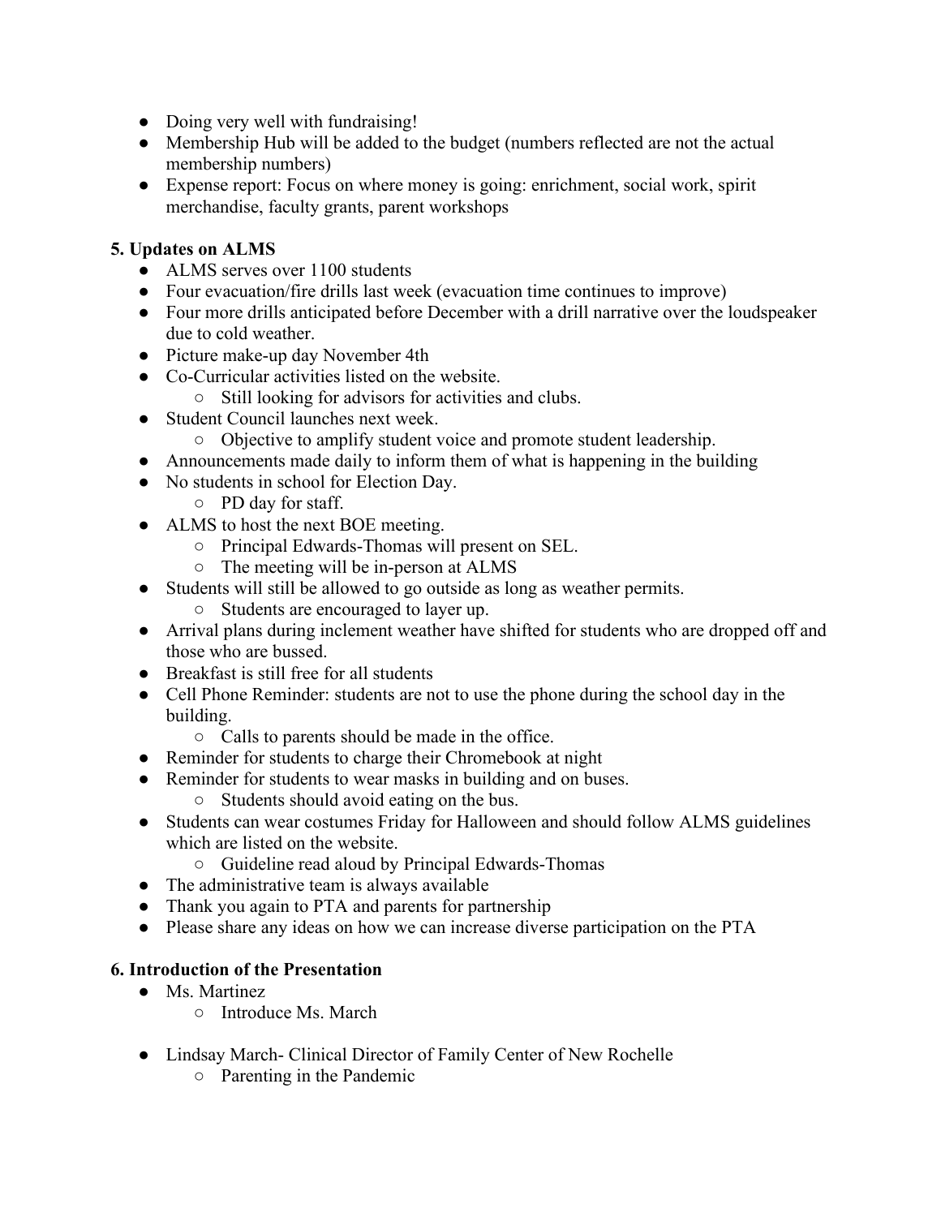- Doing very well with fundraising!
- Membership Hub will be added to the budget (numbers reflected are not the actual membership numbers)
- Expense report: Focus on where money is going: enrichment, social work, spirit merchandise, faculty grants, parent workshops

**5. Updates on ALMS**

- ALMS serves over 1100 students
- Four evacuation/fire drills last week (evacuation time continues to improve)
- Four more drills anticipated before December with a drill narrative over the loudspeaker due to cold weather.
- Picture make-up day November 4th
- Co-Curricular activities listed on the website.
    - Still looking for advisors for activities and clubs.
- Student Council launches next week.
    - Objective to amplify student voice and promote student leadership.
- Announcements made daily to inform them of what is happening in the building
- No students in school for Election Day.
    - PD day for staff.
- ALMS to host the next BOE meeting.
    - Principal Edwards-Thomas will present on SEL.
    - The meeting will be in-person at ALMS
- Students will still be allowed to go outside as long as weather permits.
    - Students are encouraged to layer up.
- Arrival plans during inclement weather have shifted for students who are dropped off and those who are bussed.
- Breakfast is still free for all students
- Cell Phone Reminder: students are not to use the phone during the school day in the building.
    - Calls to parents should be made in the office.
- Reminder for students to charge their Chromebook at night
- Reminder for students to wear masks in building and on buses.
    - Students should avoid eating on the bus.
- Students can wear costumes Friday for Halloween and should follow ALMS guidelines which are listed on the website.
    - Guideline read aloud by Principal Edwards-Thomas
- The administrative team is always available
- Thank you again to PTA and parents for partnership
- Please share any ideas on how we can increase diverse participation on the PTA

**6. Introduction of the Presentation**

- Ms. Martinez
    - Introduce Ms. March

- Lindsay March- Clinical Director of Family Center of New Rochelle
    - Parenting in the Pandemic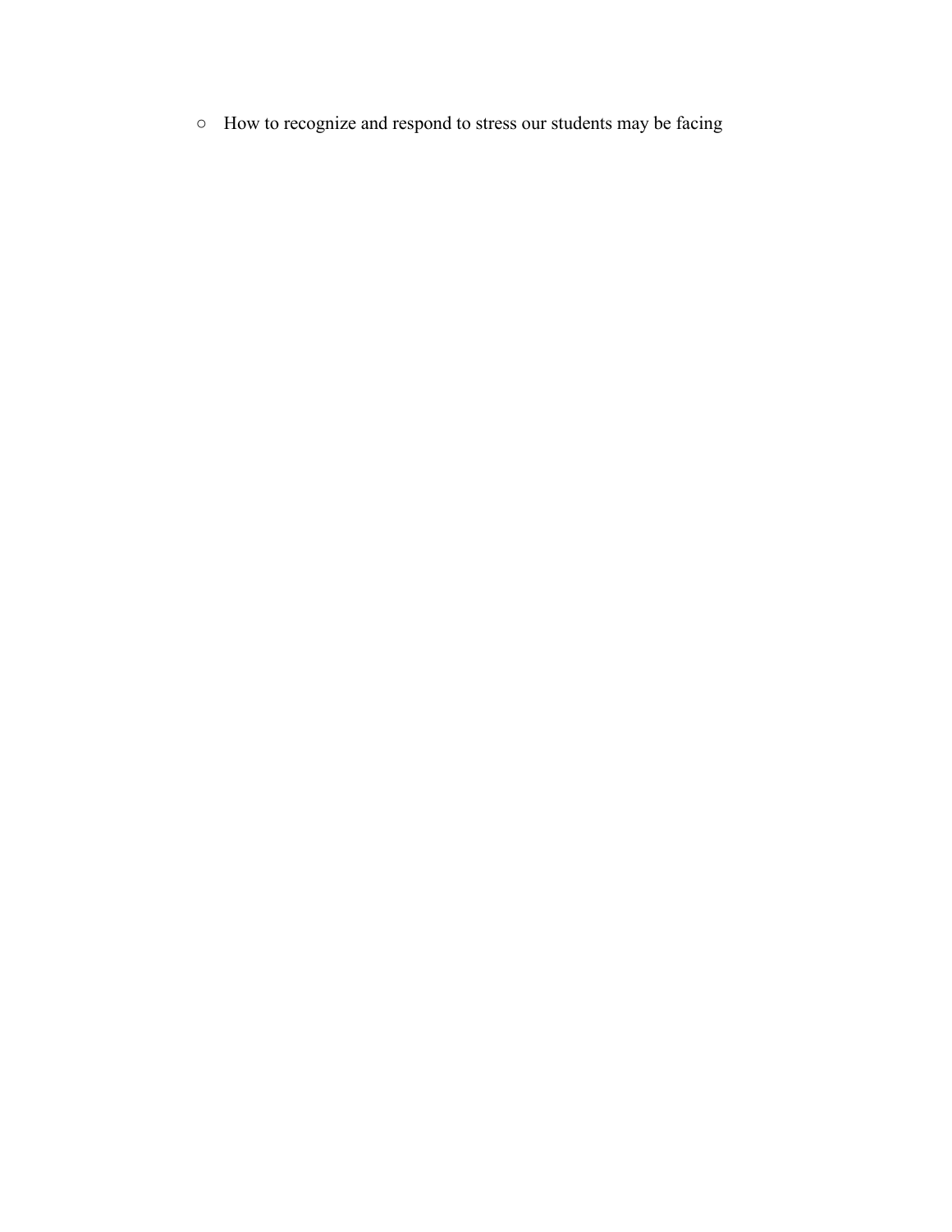- How to recognize and respond to stress our students may be facing